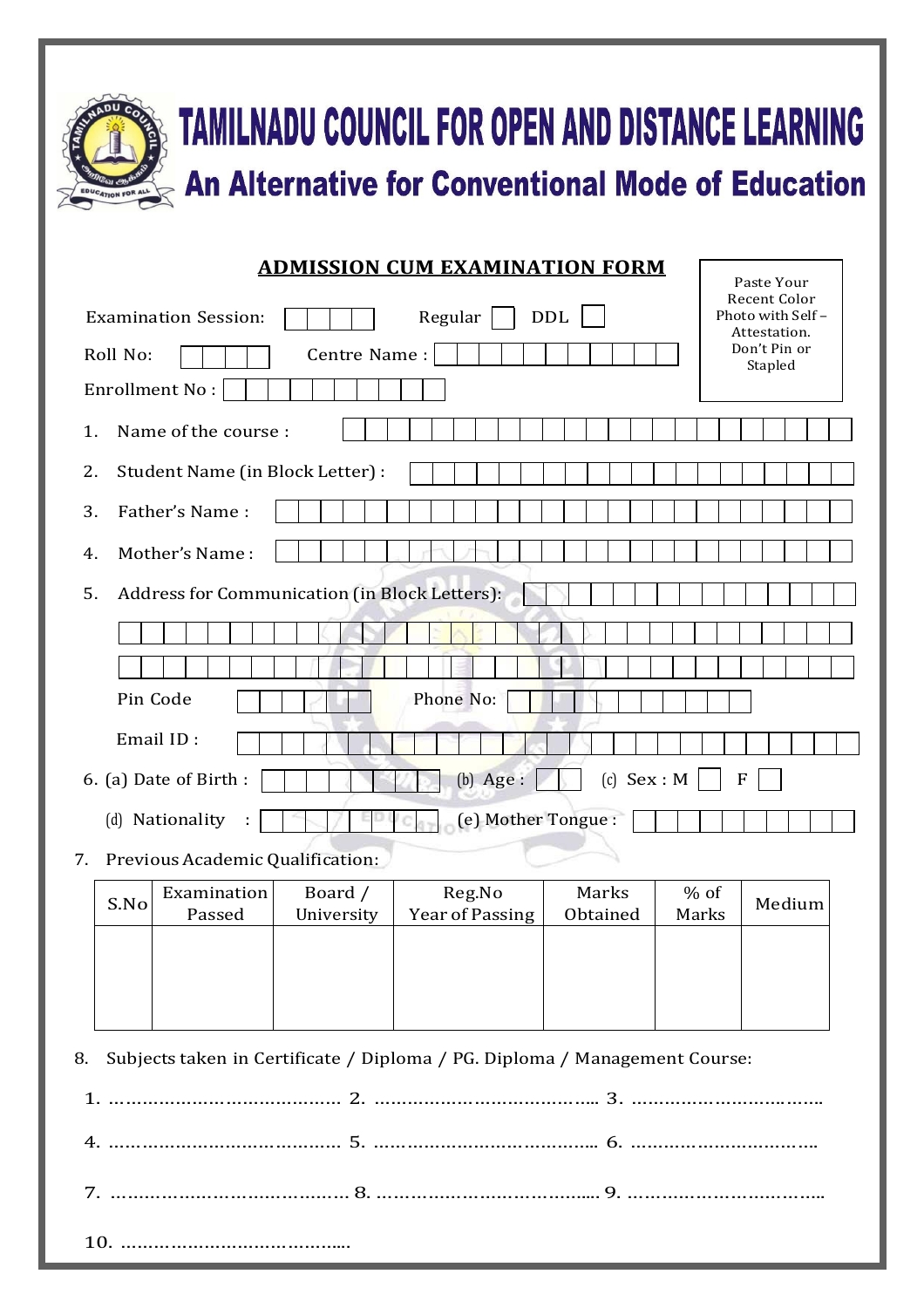# TAMILNADU COUNCIL FOR OPEN AND DISTANCE LEARNING

## An Alternative for Conventional Mode of Education

### ADMISSION CUM EXAMINATION FORM

Paste Your Recent Color Photo with Self – Attestation. Don't Pin or Stapled

Examination Session: \_\_\_\_ Regular ☐ DDL ☐

Roll No: \_\_\_\_ Centre Name : \_\_\_\_

Enrollment No : \_\_\_\_

1. Name of the course :
2. Student Name (in Block Letter) :
3. Father's Name :
4. Mother's Name :
5. Address for Communication (in Block Letters):

   Pin Code \_\_\_\_ Phone No: \_\_\_\_

   Email ID :

6. (a) Date of Birth : \_\_\_\_ (b) Age : \_\_\_\_ (c) Sex : M ☐ F ☐

   (d) Nationality : \_\_\_\_ (e) Mother Tongue :

7. Previous Academic Qualification:

| S.No | Examination Passed | Board / University | Reg.No Year of Passing | Marks Obtained | % of Marks | Medium |
|---|---|---|---|---|---|---|
| | | | | | | |

8. Subjects taken in Certificate / Diploma / PG. Diploma / Management Course:

1. …………………………………… 2. ………………………………….. 3. ……………………………..

4. …………………………………… 5. ………………………………….. 6. ……………………………..

7. …………………………………… 8. ………………………………….. 9. ……………………………..

10. …………………………………..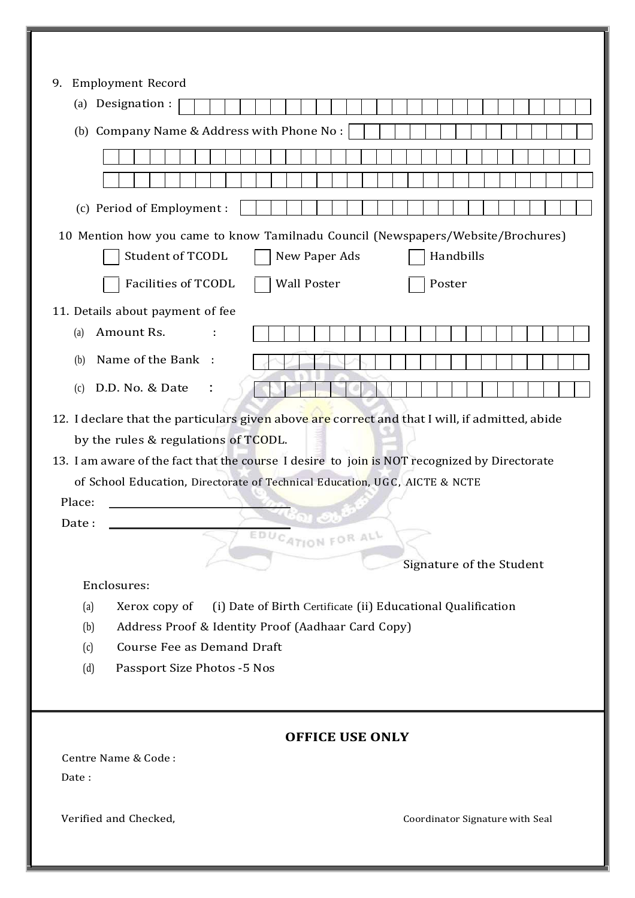9. Employment Record

   (a) Designation :

   (b) Company Name & Address with Phone No :

   (c) Period of Employment :

10 Mention how you came to know Tamilnadu Council (Newspapers/Website/Brochures)

- [ ] Student of TCODL
- [ ] New Paper Ads
- [ ] Handbills
- [ ] Facilities of TCODL
- [ ] Wall Poster
- [ ] Poster

11. Details about payment of fee

   (a) Amount Rs. :

   (b) Name of the Bank :

   (c) D.D. No. & Date :

12. I declare that the particulars given above are correct and that I will, if admitted, abide by the rules & regulations of TCODL.

13. I am aware of the fact that the course I desire to join is NOT recognized by Directorate of School Education, Directorate of Technical Education, UGC, AICTE & NCTE

Place: \_\_\_\_\_\_\_\_\_\_\_\_\_\_\_\_\_\_\_\_

Date : \_\_\_\_\_\_\_\_\_\_\_\_\_\_\_\_\_\_\_\_

Signature of the Student

Enclosures:

(a) Xerox copy of (i) Date of Birth Certificate (ii) Educational Qualification

(b) Address Proof & Identity Proof (Aadhaar Card Copy)

(c) Course Fee as Demand Draft

(d) Passport Size Photos -5 Nos

**OFFICE USE ONLY**

Centre Name & Code :

Date :

Verified and Checked,

Coordinator Signature with Seal